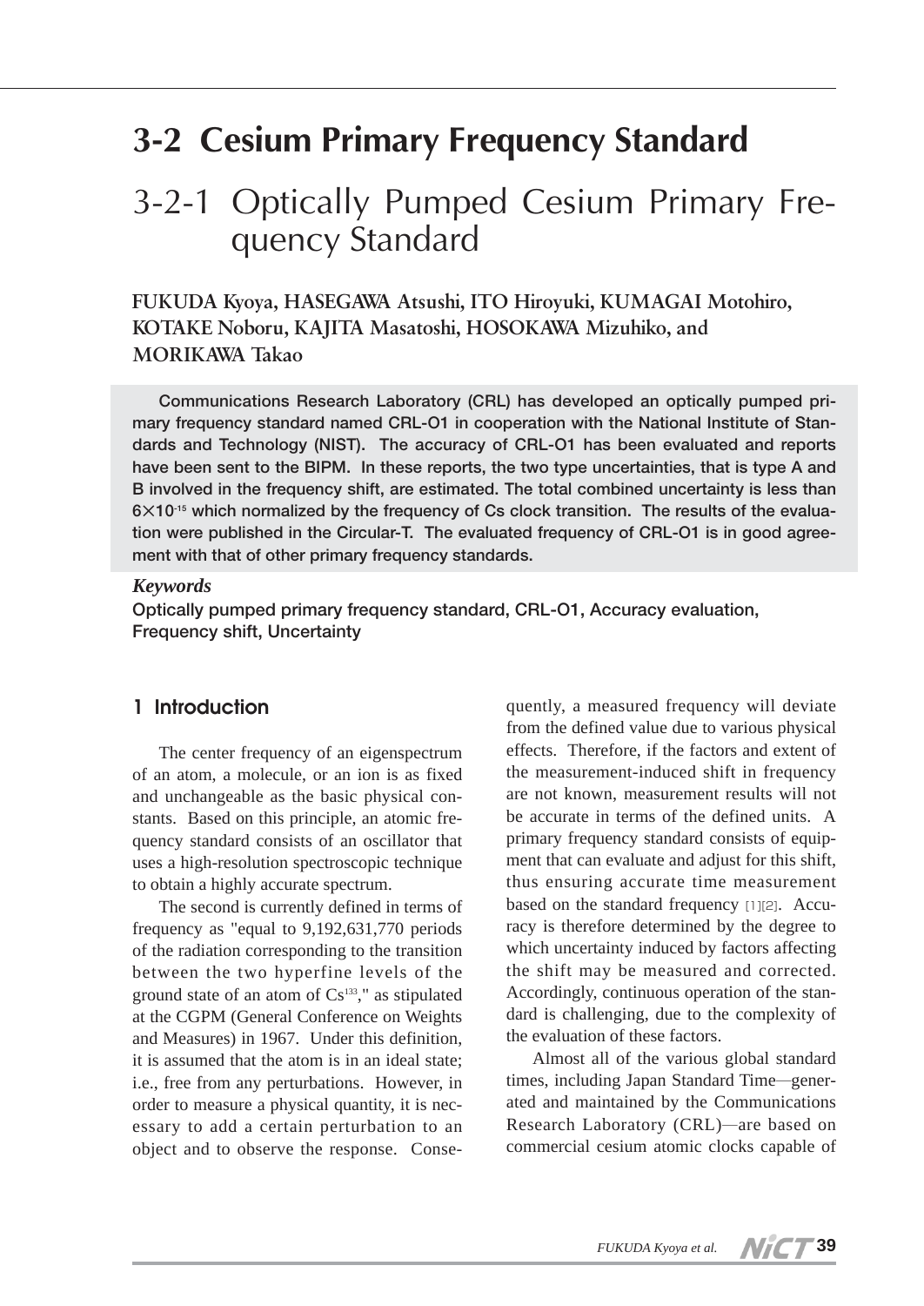# 3-2 Cesium Primary Frequency Standard

## 3-2-1 Optically Pumped Cesium Primary Frequency Standard

**FUKUDA Kyoya, HASEGAWA Atsushi, ITO Hiroyuki, KUMAGAI Motohiro, KOTAKE Noboru, KAJITA Masatoshi, HOSOKAWA Mizuhiko, and MORIKAWA Takao**

**Communications Research Laboratory (CRL) has developed an optically pumped primary frequency standard named CRL-O1 in cooperation with the National Institute of Standards and Technology (NIST). The accuracy of CRL-O1 has been evaluated and reports have been sent to the BIPM. In these reports, the two type uncertainties, that is type A and B involved in the frequency shift, are estimated. The total combined uncertainty is less than $6\times10^{-15}$ which normalized by the frequency of Cs clock transition. The results of the evaluation were published in the Circular-T. The evaluated frequency of CRL-O1 is in good agreement with that of other primary frequency standards.**

***Keywords***

**Optically pumped primary frequency standard, CRL-O1, Accuracy evaluation, Frequency shift, Uncertainty**

### 1 Introduction

The center frequency of an eigenspectrum of an atom, a molecule, or an ion is as fixed and unchangeable as the basic physical constants. Based on this principle, an atomic frequency standard consists of an oscillator that uses a high-resolution spectroscopic technique to obtain a highly accurate spectrum.

The second is currently defined in terms of frequency as "equal to 9,192,631,770 periods of the radiation corresponding to the transition between the two hyperfine levels of the ground state of an atom of $Cs^{133}$," as stipulated at the CGPM (General Conference on Weights and Measures) in 1967. Under this definition, it is assumed that the atom is in an ideal state; i.e., free from any perturbations. However, in order to measure a physical quantity, it is necessary to add a certain perturbation to an object and to observe the response. Consequently, a measured frequency will deviate from the defined value due to various physical effects. Therefore, if the factors and extent of the measurement-induced shift in frequency are not known, measurement results will not be accurate in terms of the defined units. A primary frequency standard consists of equipment that can evaluate and adjust for this shift, thus ensuring accurate time measurement based on the standard frequency [1][2]. Accuracy is therefore determined by the degree to which uncertainty induced by factors affecting the shift may be measured and corrected. Accordingly, continuous operation of the standard is challenging, due to the complexity of the evaluation of these factors.

Almost all of the various global standard times, including Japan Standard Time—generated and maintained by the Communications Research Laboratory (CRL)—are based on commercial cesium atomic clocks capable of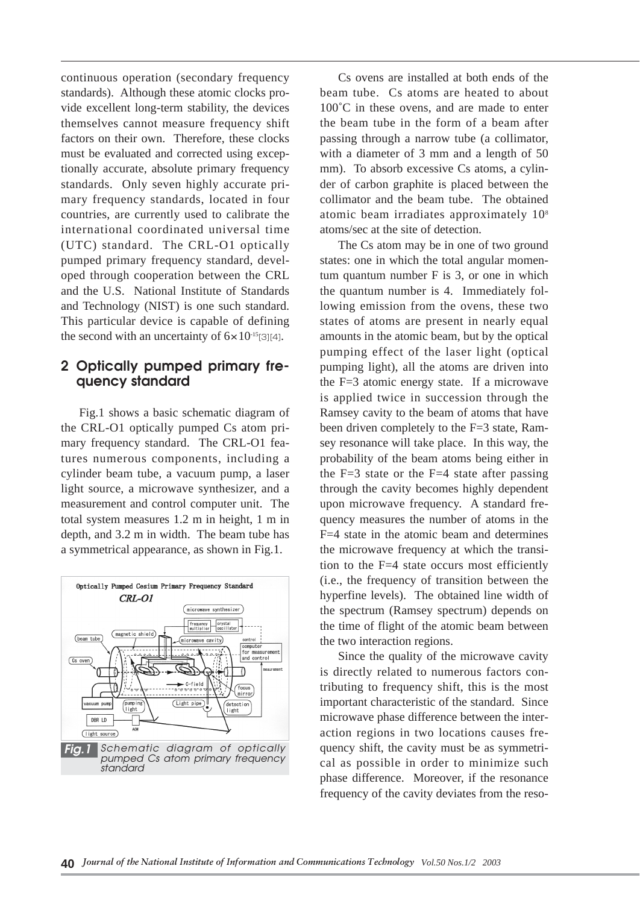continuous operation (secondary frequency standards). Although these atomic clocks provide excellent long-term stability, the devices themselves cannot measure frequency shift factors on their own. Therefore, these clocks must be evaluated and corrected using exceptionally accurate, absolute primary frequency standards. Only seven highly accurate primary frequency standards, located in four countries, are currently used to calibrate the international coordinated universal time (UTC) standard. The CRL-O1 optically pumped primary frequency standard, developed through cooperation between the CRL and the U.S. National Institute of Standards and Technology (NIST) is one such standard. This particular device is capable of defining the second with an uncertainty of $6\times10^{-15}$[3][4].

## 2 Optically pumped primary frequency standard

Fig.1 shows a basic schematic diagram of the CRL-O1 optically pumped Cs atom primary frequency standard. The CRL-O1 features numerous components, including a cylinder beam tube, a vacuum pump, a laser light source, a microwave synthesizer, and a measurement and control computer unit. The total system measures 1.2 m in height, 1 m in depth, and 3.2 m in width. The beam tube has a symmetrical appearance, as shown in Fig.1.

**Fig.1** Schematic diagram of optically pumped Cs atom primary frequency standard

Cs ovens are installed at both ends of the beam tube. Cs atoms are heated to about 100˚C in these ovens, and are made to enter the beam tube in the form of a beam after passing through a narrow tube (a collimator, with a diameter of 3 mm and a length of 50 mm). To absorb excessive Cs atoms, a cylinder of carbon graphite is placed between the collimator and the beam tube. The obtained atomic beam irradiates approximately $10^8$ atoms/sec at the site of detection.

The Cs atom may be in one of two ground states: one in which the total angular momentum quantum number F is 3, or one in which the quantum number is 4. Immediately following emission from the ovens, these two states of atoms are present in nearly equal amounts in the atomic beam, but by the optical pumping effect of the laser light (optical pumping light), all the atoms are driven into the F=3 atomic energy state. If a microwave is applied twice in succession through the Ramsey cavity to the beam of atoms that have been driven completely to the F=3 state, Ramsey resonance will take place. In this way, the probability of the beam atoms being either in the F=3 state or the F=4 state after passing through the cavity becomes highly dependent upon microwave frequency. A standard frequency measures the number of atoms in the F=4 state in the atomic beam and determines the microwave frequency at which the transition to the F=4 state occurs most efficiently (i.e., the frequency of transition between the hyperfine levels). The obtained line width of the spectrum (Ramsey spectrum) depends on the time of flight of the atomic beam between the two interaction regions.

Since the quality of the microwave cavity is directly related to numerous factors contributing to frequency shift, this is the most important characteristic of the standard. Since microwave phase difference between the interaction regions in two locations causes frequency shift, the cavity must be as symmetrical as possible in order to minimize such phase difference. Moreover, if the resonance frequency of the cavity deviates from the reso-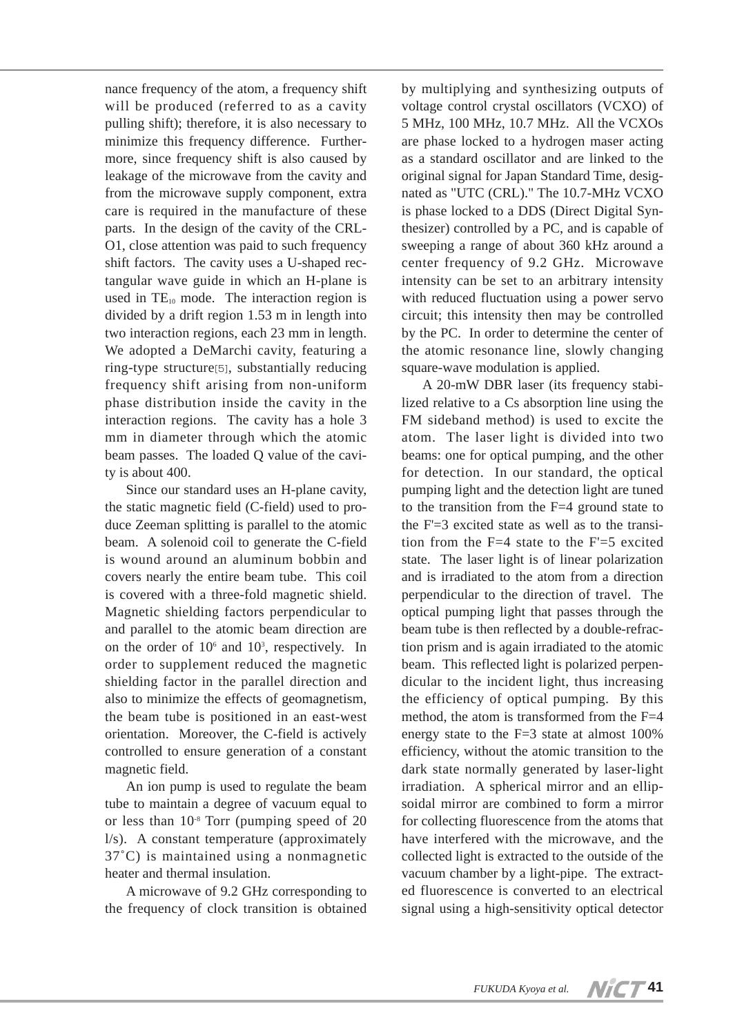nance frequency of the atom, a frequency shift will be produced (referred to as a cavity pulling shift); therefore, it is also necessary to minimize this frequency difference. Furthermore, since frequency shift is also caused by leakage of the microwave from the cavity and from the microwave supply component, extra care is required in the manufacture of these parts. In the design of the cavity of the CRL-O1, close attention was paid to such frequency shift factors. The cavity uses a U-shaped rectangular wave guide in which an H-plane is used in $TE_{10}$ mode. The interaction region is divided by a drift region 1.53 m in length into two interaction regions, each 23 mm in length. We adopted a DeMarchi cavity, featuring a ring-type structure[5], substantially reducing frequency shift arising from non-uniform phase distribution inside the cavity in the interaction regions. The cavity has a hole 3 mm in diameter through which the atomic beam passes. The loaded Q value of the cavity is about 400.

Since our standard uses an H-plane cavity, the static magnetic field (C-field) used to produce Zeeman splitting is parallel to the atomic beam. A solenoid coil to generate the C-field is wound around an aluminum bobbin and covers nearly the entire beam tube. This coil is covered with a three-fold magnetic shield. Magnetic shielding factors perpendicular to and parallel to the atomic beam direction are on the order of $10^6$ and $10^3$, respectively. In order to supplement reduced the magnetic shielding factor in the parallel direction and also to minimize the effects of geomagnetism, the beam tube is positioned in an east-west orientation. Moreover, the C-field is actively controlled to ensure generation of a constant magnetic field.

An ion pump is used to regulate the beam tube to maintain a degree of vacuum equal to or less than $10^{-8}$ Torr (pumping speed of 20 l/s). A constant temperature (approximately 37˚C) is maintained using a nonmagnetic heater and thermal insulation.

A microwave of 9.2 GHz corresponding to the frequency of clock transition is obtained by multiplying and synthesizing outputs of voltage control crystal oscillators (VCXO) of 5 MHz, 100 MHz, 10.7 MHz. All the VCXOs are phase locked to a hydrogen maser acting as a standard oscillator and are linked to the original signal for Japan Standard Time, designated as "UTC (CRL)." The 10.7-MHz VCXO is phase locked to a DDS (Direct Digital Synthesizer) controlled by a PC, and is capable of sweeping a range of about 360 kHz around a center frequency of 9.2 GHz. Microwave intensity can be set to an arbitrary intensity with reduced fluctuation using a power servo circuit; this intensity then may be controlled by the PC. In order to determine the center of the atomic resonance line, slowly changing square-wave modulation is applied.

A 20-mW DBR laser (its frequency stabilized relative to a Cs absorption line using the FM sideband method) is used to excite the atom. The laser light is divided into two beams: one for optical pumping, and the other for detection. In our standard, the optical pumping light and the detection light are tuned to the transition from the F=4 ground state to the F'=3 excited state as well as to the transition from the F=4 state to the F'=5 excited state. The laser light is of linear polarization and is irradiated to the atom from a direction perpendicular to the direction of travel. The optical pumping light that passes through the beam tube is then reflected by a double-refraction prism and is again irradiated to the atomic beam. This reflected light is polarized perpendicular to the incident light, thus increasing the efficiency of optical pumping. By this method, the atom is transformed from the F=4 energy state to the F=3 state at almost 100% efficiency, without the atomic transition to the dark state normally generated by laser-light irradiation. A spherical mirror and an ellipsoidal mirror are combined to form a mirror for collecting fluorescence from the atoms that have interfered with the microwave, and the collected light is extracted to the outside of the vacuum chamber by a light-pipe. The extracted fluorescence is converted to an electrical signal using a high-sensitivity optical detector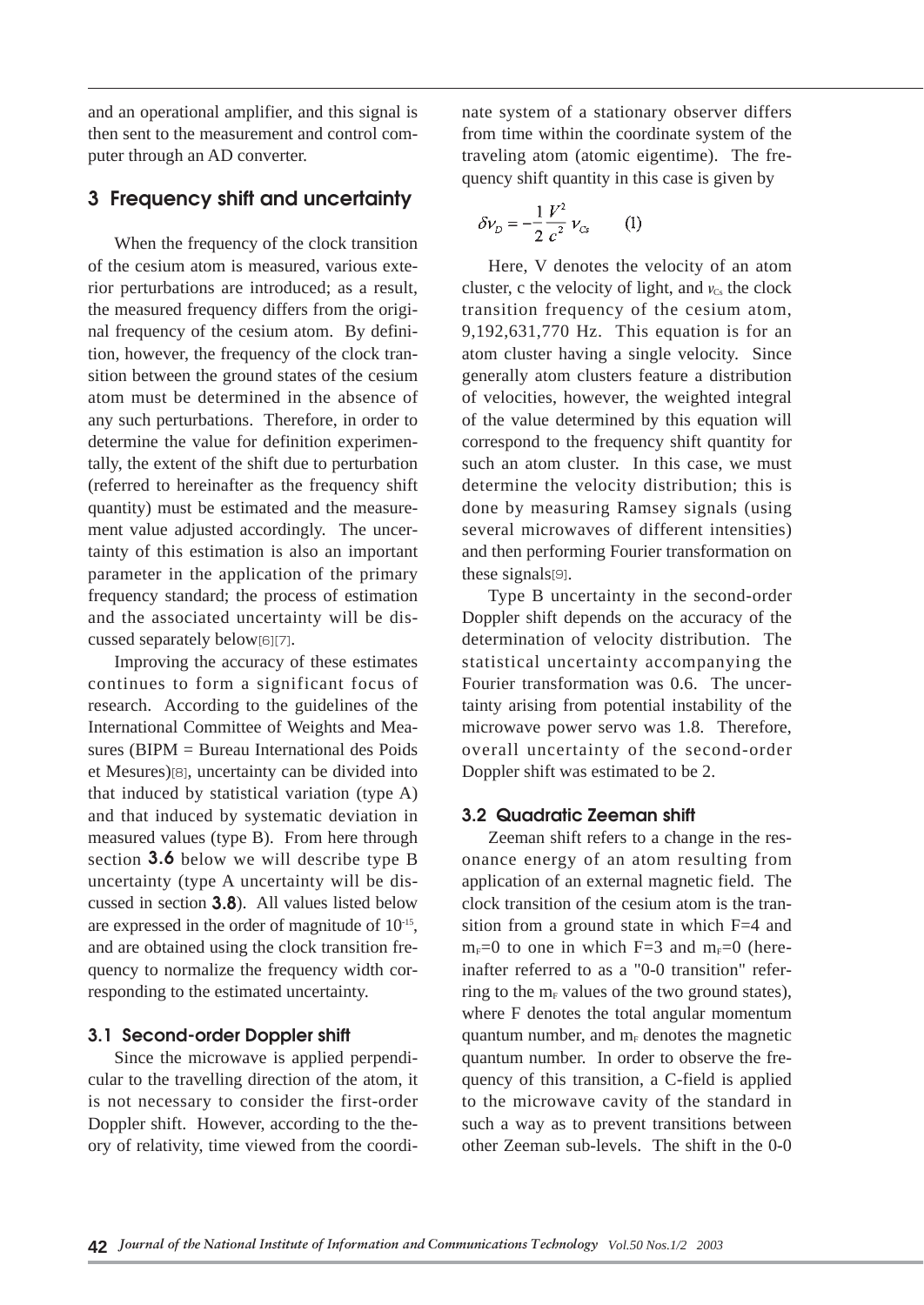and an operational amplifier, and this signal is then sent to the measurement and control computer through an AD converter.

## 3 Frequency shift and uncertainty

When the frequency of the clock transition of the cesium atom is measured, various exterior perturbations are introduced; as a result, the measured frequency differs from the original frequency of the cesium atom. By definition, however, the frequency of the clock transition between the ground states of the cesium atom must be determined in the absence of any such perturbations. Therefore, in order to determine the value for definition experimentally, the extent of the shift due to perturbation (referred to hereinafter as the frequency shift quantity) must be estimated and the measurement value adjusted accordingly. The uncertainty of this estimation is also an important parameter in the application of the primary frequency standard; the process of estimation and the associated uncertainty will be discussed separately below[6][7].

Improving the accuracy of these estimates continues to form a significant focus of research. According to the guidelines of the International Committee of Weights and Measures (BIPM = Bureau International des Poids et Mesures)[8], uncertainty can be divided into that induced by statistical variation (type A) and that induced by systematic deviation in measured values (type B). From here through section **3.6** below we will describe type B uncertainty (type A uncertainty will be discussed in section **3.8**). All values listed below are expressed in the order of magnitude of $10^{-15}$, and are obtained using the clock transition frequency to normalize the frequency width corresponding to the estimated uncertainty.

### 3.1 Second-order Doppler shift

Since the microwave is applied perpendicular to the travelling direction of the atom, it is not necessary to consider the first-order Doppler shift. However, according to the theory of relativity, time viewed from the coordinate system of a stationary observer differs from time within the coordinate system of the traveling atom (atomic eigentime). The frequency shift quantity in this case is given by

$$\delta\nu_D = -\frac{1}{2}\frac{V^2}{c^2}\nu_{Cs} \qquad (1)$$

Here, V denotes the velocity of an atom cluster, c the velocity of light, and $\nu_{Cs}$ the clock transition frequency of the cesium atom, 9,192,631,770 Hz. This equation is for an atom cluster having a single velocity. Since generally atom clusters feature a distribution of velocities, however, the weighted integral of the value determined by this equation will correspond to the frequency shift quantity for such an atom cluster. In this case, we must determine the velocity distribution; this is done by measuring Ramsey signals (using several microwaves of different intensities) and then performing Fourier transformation on these signals[9].

Type B uncertainty in the second-order Doppler shift depends on the accuracy of the determination of velocity distribution. The statistical uncertainty accompanying the Fourier transformation was 0.6. The uncertainty arising from potential instability of the microwave power servo was 1.8. Therefore, overall uncertainty of the second-order Doppler shift was estimated to be 2.

### 3.2 Quadratic Zeeman shift

Zeeman shift refers to a change in the resonance energy of an atom resulting from application of an external magnetic field. The clock transition of the cesium atom is the transition from a ground state in which F=4 and $m_F$=0 to one in which F=3 and $m_F$=0 (hereinafter referred to as a "0-0 transition" referring to the $m_F$ values of the two ground states), where F denotes the total angular momentum quantum number, and $m_F$ denotes the magnetic quantum number. In order to observe the frequency of this transition, a C-field is applied to the microwave cavity of the standard in such a way as to prevent transitions between other Zeeman sub-levels. The shift in the 0-0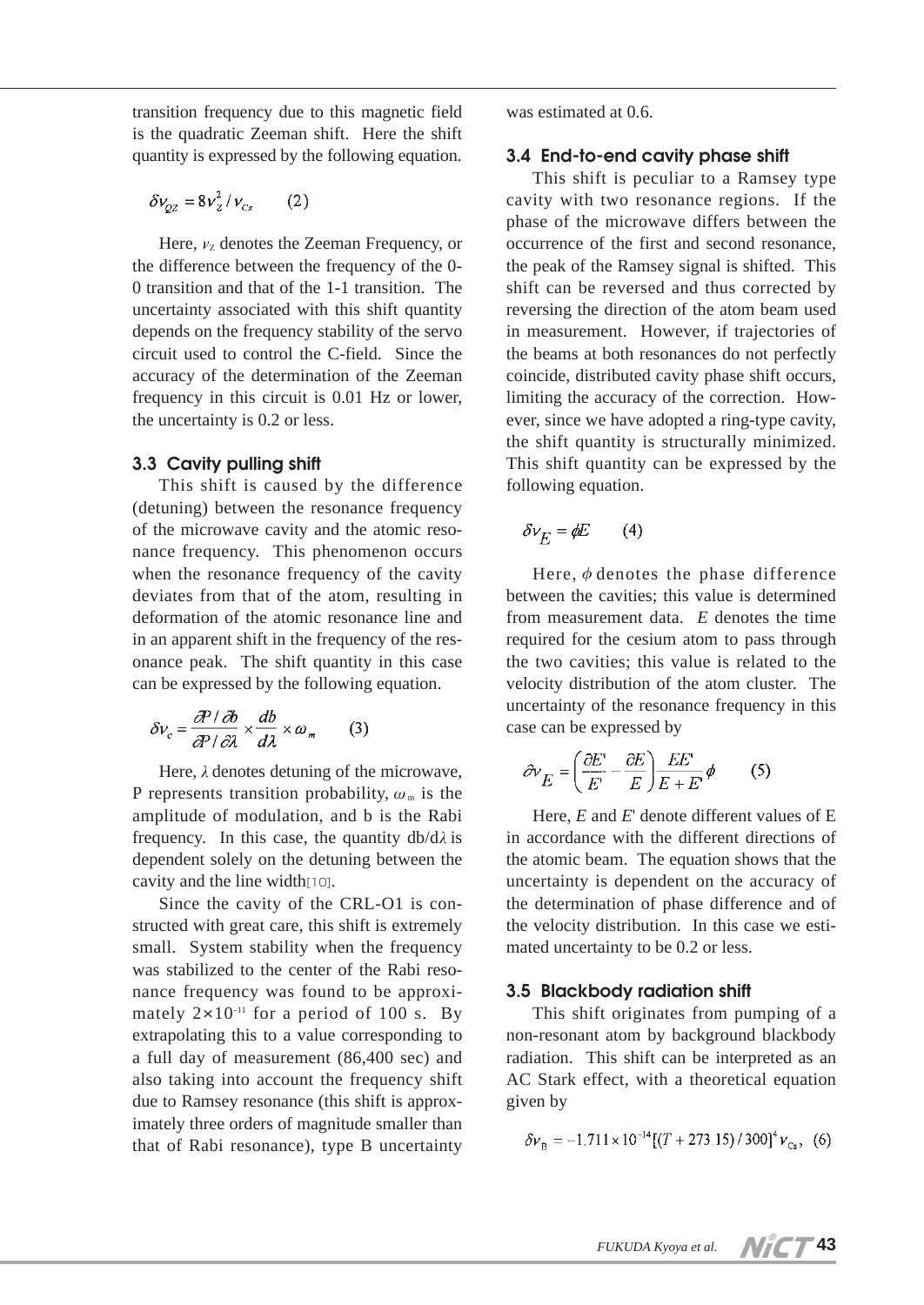transition frequency due to this magnetic field is the quadratic Zeeman shift. Here the shift quantity is expressed by the following equation.

$$\delta\nu_{QZ} = 8\nu_Z^2/\nu_{Cs} \qquad (2)$$

Here, $\nu_Z$ denotes the Zeeman Frequency, or the difference between the frequency of the 0-0 transition and that of the 1-1 transition. The uncertainty associated with this shift quantity depends on the frequency stability of the servo circuit used to control the C-field. Since the accuracy of the determination of the Zeeman frequency in this circuit is 0.01 Hz or lower, the uncertainty is 0.2 or less.

### 3.3 Cavity pulling shift

This shift is caused by the difference (detuning) between the resonance frequency of the microwave cavity and the atomic resonance frequency. This phenomenon occurs when the resonance frequency of the cavity deviates from that of the atom, resulting in deformation of the atomic resonance line and in an apparent shift in the frequency of the resonance peak. The shift quantity in this case can be expressed by the following equation.

$$\delta\nu_c = \frac{\partial P/\partial b}{\partial P/\partial \lambda} \times \frac{db}{d\lambda} \times \omega_m \qquad (3)$$

Here, $\lambda$ denotes detuning of the microwave, P represents transition probability, $\omega_m$ is the amplitude of modulation, and b is the Rabi frequency. In this case, the quantity $db/d\lambda$ is dependent solely on the detuning between the cavity and the line width[10].

Since the cavity of the CRL-O1 is constructed with great care, this shift is extremely small. System stability when the frequency was stabilized to the center of the Rabi resonance frequency was found to be approximately $2 \times 10^{-11}$ for a period of 100 s. By extrapolating this to a value corresponding to a full day of measurement (86,400 sec) and also taking into account the frequency shift due to Ramsey resonance (this shift is approximately three orders of magnitude smaller than that of Rabi resonance), type B uncertainty was estimated at 0.6.

### 3.4 End-to-end cavity phase shift

This shift is peculiar to a Ramsey type cavity with two resonance regions. If the phase of the microwave differs between the occurrence of the first and second resonance, the peak of the Ramsey signal is shifted. This shift can be reversed and thus corrected by reversing the direction of the atom beam used in measurement. However, if trajectories of the beams at both resonances do not perfectly coincide, distributed cavity phase shift occurs, limiting the accuracy of the correction. However, since we have adopted a ring-type cavity, the shift quantity is structurally minimized. This shift quantity can be expressed by the following equation.

$$\delta\nu_E = \phi E \qquad (4)$$

Here, $\phi$ denotes the phase difference between the cavities; this value is determined from measurement data. $E$ denotes the time required for the cesium atom to pass through the two cavities; this value is related to the velocity distribution of the atom cluster. The uncertainty of the resonance frequency in this case can be expressed by

$$\partial\nu_E = \left(\frac{\partial E'}{E'} - \frac{\partial E}{E}\right)\frac{EE'}{E+E'}\phi \qquad (5)$$

Here, $E$ and $E'$ denote different values of E in accordance with the different directions of the atomic beam. The equation shows that the uncertainty is dependent on the accuracy of the determination of phase difference and of the velocity distribution. In this case we estimated uncertainty to be 0.2 or less.

### 3.5 Blackbody radiation shift

This shift originates from pumping of a non-resonant atom by background blackbody radiation. This shift can be interpreted as an AC Stark effect, with a theoretical equation given by

$$\delta\nu_B = -1.711 \times 10^{-14}[(T + 273.15)/300]^4 \nu_{Cs}, \quad (6)$$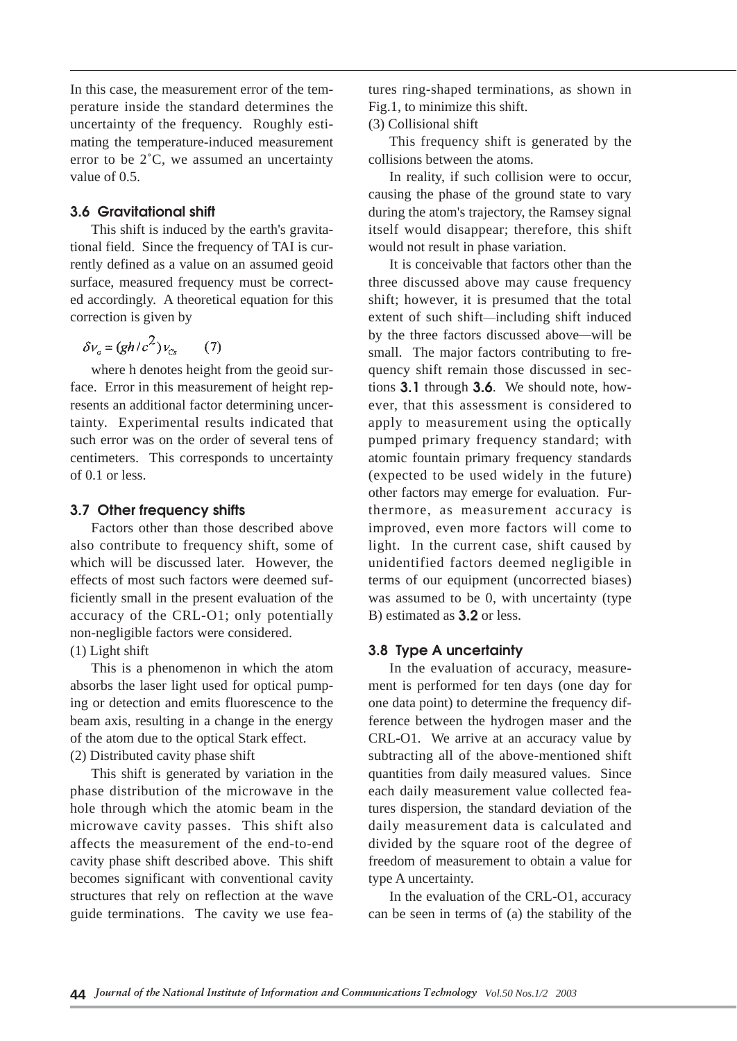In this case, the measurement error of the temperature inside the standard determines the uncertainty of the frequency. Roughly estimating the temperature-induced measurement error to be 2˚C, we assumed an uncertainty value of 0.5.

### 3.6 Gravitational shift

This shift is induced by the earth's gravitational field. Since the frequency of TAI is currently defined as a value on an assumed geoid surface, measured frequency must be corrected accordingly. A theoretical equation for this correction is given by

$$\delta\nu_{a} = (gh/c^{2})\nu_{Cs} \qquad (7)$$

where h denotes height from the geoid surface. Error in this measurement of height represents an additional factor determining uncertainty. Experimental results indicated that such error was on the order of several tens of centimeters. This corresponds to uncertainty of 0.1 or less.

### 3.7 Other frequency shifts

Factors other than those described above also contribute to frequency shift, some of which will be discussed later. However, the effects of most such factors were deemed sufficiently small in the present evaluation of the accuracy of the CRL-O1; only potentially non-negligible factors were considered.

(1) Light shift

This is a phenomenon in which the atom absorbs the laser light used for optical pumping or detection and emits fluorescence to the beam axis, resulting in a change in the energy of the atom due to the optical Stark effect.

(2) Distributed cavity phase shift

This shift is generated by variation in the phase distribution of the microwave in the hole through which the atomic beam in the microwave cavity passes. This shift also affects the measurement of the end-to-end cavity phase shift described above. This shift becomes significant with conventional cavity structures that rely on reflection at the wave guide terminations. The cavity we use features ring-shaped terminations, as shown in Fig.1, to minimize this shift.

(3) Collisional shift

This frequency shift is generated by the collisions between the atoms.

In reality, if such collision were to occur, causing the phase of the ground state to vary during the atom's trajectory, the Ramsey signal itself would disappear; therefore, this shift would not result in phase variation.

It is conceivable that factors other than the three discussed above may cause frequency shift; however, it is presumed that the total extent of such shift—including shift induced by the three factors discussed above—will be small. The major factors contributing to frequency shift remain those discussed in sections **3.1** through **3.6**. We should note, however, that this assessment is considered to apply to measurement using the optically pumped primary frequency standard; with atomic fountain primary frequency standards (expected to be used widely in the future) other factors may emerge for evaluation. Furthermore, as measurement accuracy is improved, even more factors will come to light. In the current case, shift caused by unidentified factors deemed negligible in terms of our equipment (uncorrected biases) was assumed to be 0, with uncertainty (type B) estimated as **3.2** or less.

### 3.8 Type A uncertainty

In the evaluation of accuracy, measurement is performed for ten days (one day for one data point) to determine the frequency difference between the hydrogen maser and the CRL-O1. We arrive at an accuracy value by subtracting all of the above-mentioned shift quantities from daily measured values. Since each daily measurement value collected features dispersion, the standard deviation of the daily measurement data is calculated and divided by the square root of the degree of freedom of measurement to obtain a value for type A uncertainty.

In the evaluation of the CRL-O1, accuracy can be seen in terms of (a) the stability of the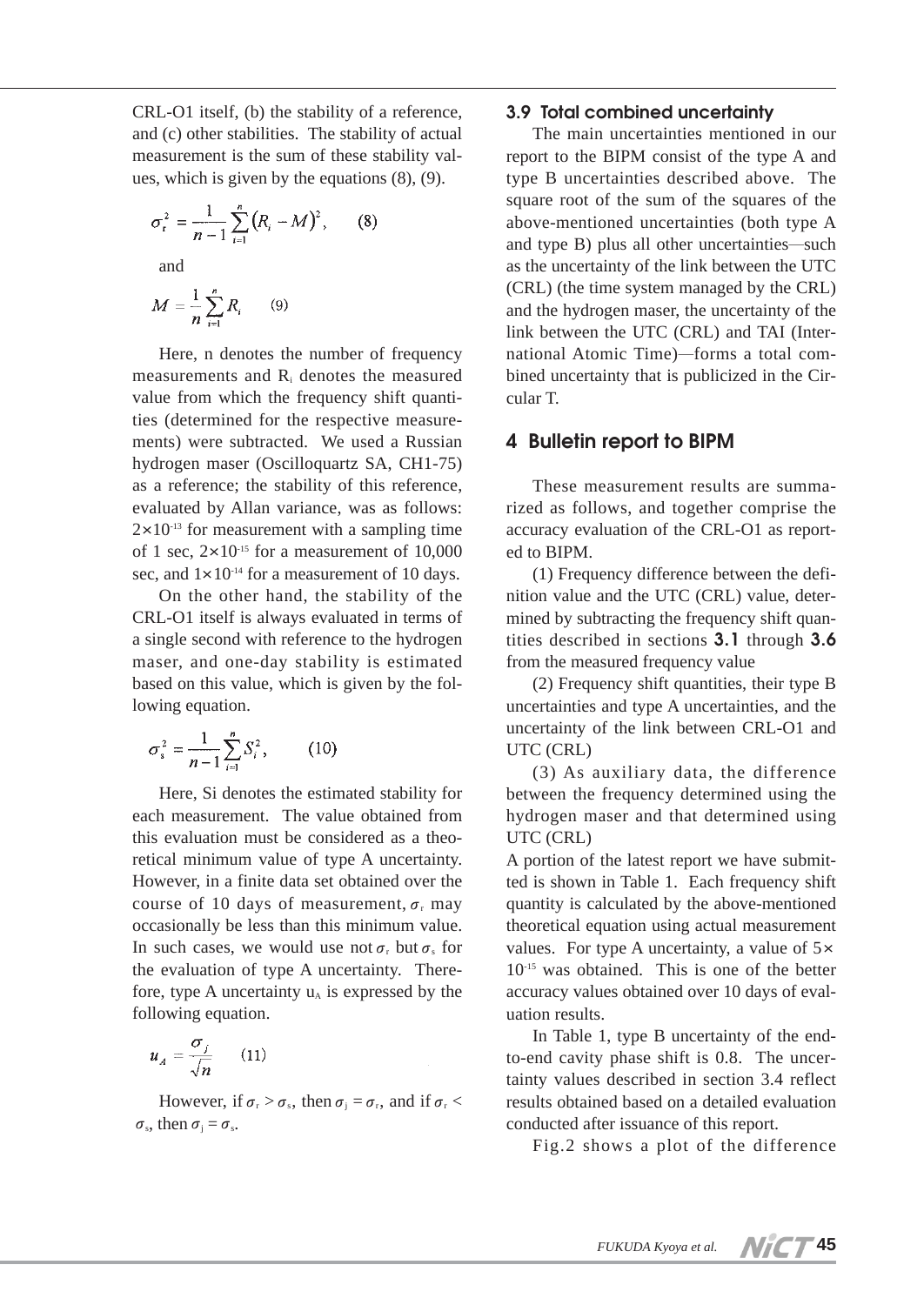CRL-O1 itself, (b) the stability of a reference, and (c) other stabilities. The stability of actual measurement is the sum of these stability values, which is given by the equations (8), (9).

$$\sigma_r^2 = \frac{1}{n-1}\sum_{i=1}^{n}\left(R_i - M\right)^2, \qquad (8)$$

and

$$M = \frac{1}{n}\sum_{i=1}^{n} R_i \qquad (9)$$

Here, n denotes the number of frequency measurements and $R_i$ denotes the measured value from which the frequency shift quantities (determined for the respective measurements) were subtracted. We used a Russian hydrogen maser (Oscilloquartz SA, CH1-75) as a reference; the stability of this reference, evaluated by Allan variance, was as follows: $2\times10^{-13}$ for measurement with a sampling time of 1 sec, $2\times10^{-15}$ for a measurement of 10,000 sec, and $1\times10^{-14}$ for a measurement of 10 days.

On the other hand, the stability of the CRL-O1 itself is always evaluated in terms of a single second with reference to the hydrogen maser, and one-day stability is estimated based on this value, which is given by the following equation.

$$\sigma_s^2 = \frac{1}{n-1}\sum_{i=1}^{n} S_i^2, \qquad (10)$$

Here, Si denotes the estimated stability for each measurement. The value obtained from this evaluation must be considered as a theoretical minimum value of type A uncertainty. However, in a finite data set obtained over the course of 10 days of measurement, $\sigma_r$ may occasionally be less than this minimum value. In such cases, we would use not $\sigma_r$ but $\sigma_s$ for the evaluation of type A uncertainty. Therefore, type A uncertainty $u_A$ is expressed by the following equation.

$$u_A = \frac{\sigma_j}{\sqrt{n}} \qquad (11)$$

However, if $\sigma_r > \sigma_s$, then $\sigma_j = \sigma_r$, and if $\sigma_r < \sigma_s$, then $\sigma_j = \sigma_s$.

### 3.9 Total combined uncertainty

The main uncertainties mentioned in our report to the BIPM consist of the type A and type B uncertainties described above. The square root of the sum of the squares of the above-mentioned uncertainties (both type A and type B) plus all other uncertainties—such as the uncertainty of the link between the UTC (CRL) (the time system managed by the CRL) and the hydrogen maser, the uncertainty of the link between the UTC (CRL) and TAI (International Atomic Time)—forms a total combined uncertainty that is publicized in the Circular T.

## 4 Bulletin report to BIPM

These measurement results are summarized as follows, and together comprise the accuracy evaluation of the CRL-O1 as reported to BIPM.

(1) Frequency difference between the definition value and the UTC (CRL) value, determined by subtracting the frequency shift quantities described in sections **3.1** through **3.6** from the measured frequency value

(2) Frequency shift quantities, their type B uncertainties and type A uncertainties, and the uncertainty of the link between CRL-O1 and UTC (CRL)

(3) As auxiliary data, the difference between the frequency determined using the hydrogen maser and that determined using UTC (CRL)

A portion of the latest report we have submitted is shown in Table 1. Each frequency shift quantity is calculated by the above-mentioned theoretical equation using actual measurement values. For type A uncertainty, a value of $5\times10^{-15}$ was obtained. This is one of the better accuracy values obtained over 10 days of evaluation results.

In Table 1, type B uncertainty of the end-to-end cavity phase shift is 0.8. The uncertainty values described in section 3.4 reflect results obtained based on a detailed evaluation conducted after issuance of this report.

Fig.2 shows a plot of the difference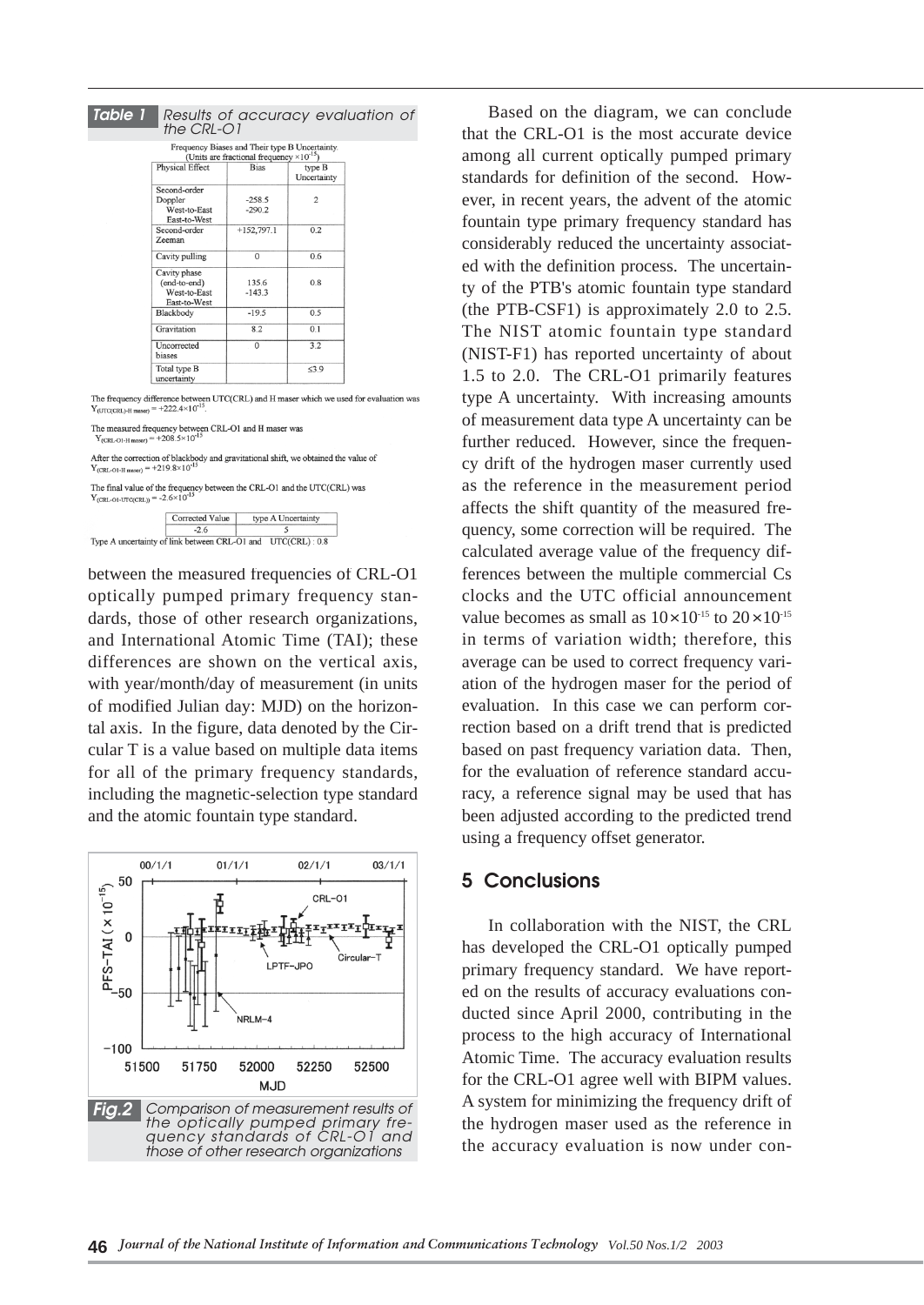**Table 1** Results of accuracy evaluation of the CRL-O1

Frequency Biases and Their type B Uncertainty.
(Units are fractional frequency $\times 10^{-15}$)

| Physical Effect | Bias | type B Uncertainty |
|---|---|---|
| Second-order Doppler West-to-East East-to-West | -258.5 -290.2 | 2 |
| Second-order Zeeman | +152,797.1 | 0.2 |
| Cavity pulling | 0 | 0.6 |
| Cavity phase (end-to-end) West-to-East East-to-West | 135.6 -143.3 | 0.8 |
| Blackbody | -19.5 | 0.5 |
| Gravitation | 8.2 | 0.1 |
| Uncorrected biases | 0 | 3.2 |
| Total type B uncertainty | | ≤3.9 |

The frequency difference between UTC(CRL) and H maser which we used for evaluation was $Y_{(UTC(CRL)\text{-}H\ maser)} = +222.4\times10^{-15}$.

The measured frequency between CRL-O1 and H maser was $Y_{(CRL\text{-}O1\text{-}H\ maser)} = +208.5\times10^{-15}$

After the correction of blackbody and gravitational shift, we obtained the value of $Y_{(CRL\text{-}O1\text{-}H\ maser)} = +219.8\times10^{-15}$

The final value of the frequency between the CRL-O1 and the UTC(CRL) was $Y_{(CRL\text{-}O1\text{-}UTC(CRL))} = -2.6\times10^{-15}$

| Corrected Value | type A Uncertainty |
|---|---|
| -2.6 | 5 |

Type A uncertainty of link between CRL-O1 and UTC(CRL) : 0.8

between the measured frequencies of CRL-O1 optically pumped primary frequency standards, those of other research organizations, and International Atomic Time (TAI); these differences are shown on the vertical axis, with year/month/day of measurement (in units of modified Julian day: MJD) on the horizontal axis. In the figure, data denoted by the Circular T is a value based on multiple data items for all of the primary frequency standards, including the magnetic-selection type standard and the atomic fountain type standard.

**Fig.2** Comparison of measurement results of the optically pumped primary frequency standards of CRL-O1 and those of other research organizations

Based on the diagram, we can conclude that the CRL-O1 is the most accurate device among all current optically pumped primary standards for definition of the second. However, in recent years, the advent of the atomic fountain type primary frequency standard has considerably reduced the uncertainty associated with the definition process. The uncertainty of the PTB's atomic fountain type standard (the PTB-CSF1) is approximately 2.0 to 2.5. The NIST atomic fountain type standard (NIST-F1) has reported uncertainty of about 1.5 to 2.0. The CRL-O1 primarily features type A uncertainty. With increasing amounts of measurement data type A uncertainty can be further reduced. However, since the frequency drift of the hydrogen maser currently used as the reference in the measurement period affects the shift quantity of the measured frequency, some correction will be required. The calculated average value of the frequency differences between the multiple commercial Cs clocks and the UTC official announcement value becomes as small as $10\times10^{-15}$ to $20\times10^{-15}$ in terms of variation width; therefore, this average can be used to correct frequency variation of the hydrogen maser for the period of evaluation. In this case we can perform correction based on a drift trend that is predicted based on past frequency variation data. Then, for the evaluation of reference standard accuracy, a reference signal may be used that has been adjusted according to the predicted trend using a frequency offset generator.

## 5 Conclusions

In collaboration with the NIST, the CRL has developed the CRL-O1 optically pumped primary frequency standard. We have reported on the results of accuracy evaluations conducted since April 2000, contributing in the process to the high accuracy of International Atomic Time. The accuracy evaluation results for the CRL-O1 agree well with BIPM values. A system for minimizing the frequency drift of the hydrogen maser used as the reference in the accuracy evaluation is now under con-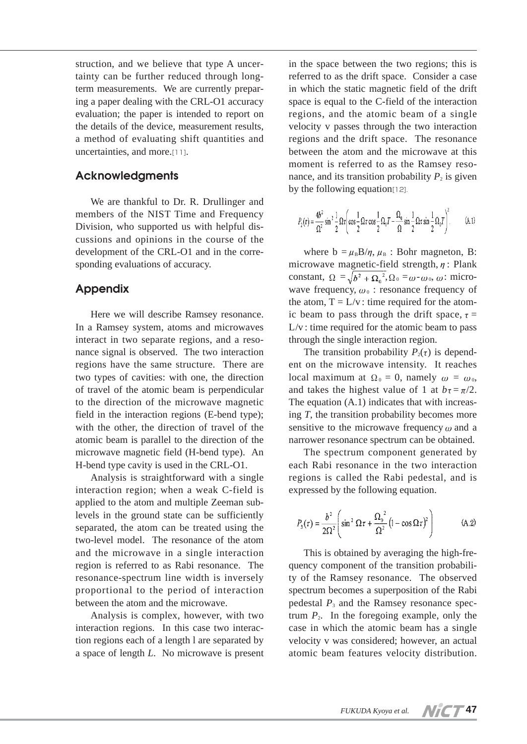struction, and we believe that type A uncertainty can be further reduced through long-term measurements. We are currently preparing a paper dealing with the CRL-O1 accuracy evaluation; the paper is intended to report on the details of the device, measurement results, a method of evaluating shift quantities and uncertainties, and more.[11].

## Acknowledgments

We are thankful to Dr. R. Drullinger and members of the NIST Time and Frequency Division, who supported us with helpful discussions and opinions in the course of the development of the CRL-O1 and in the corresponding evaluations of accuracy.

## Appendix

Here we will describe Ramsey resonance. In a Ramsey system, atoms and microwaves interact in two separate regions, and a resonance signal is observed. The two interaction regions have the same structure. There are two types of cavities: with one, the direction of travel of the atomic beam is perpendicular to the direction of the microwave magnetic field in the interaction regions (E-bend type); with the other, the direction of travel of the atomic beam is parallel to the direction of the microwave magnetic field (H-bend type). An H-bend type cavity is used in the CRL-O1.

Analysis is straightforward with a single interaction region; when a weak C-field is applied to the atom and multiple Zeeman sublevels in the ground state can be sufficiently separated, the atom can be treated using the two-level model. The resonance of the atom and the microwave in a single interaction region is referred to as Rabi resonance. The resonance-spectrum line width is inversely proportional to the period of interaction between the atom and the microwave.

Analysis is complex, however, with two interaction regions. In this case two interaction regions each of a length l are separated by a space of length $L$. No microwave is present in the space between the two regions; this is referred to as the drift space. Consider a case in which the static magnetic field of the drift space is equal to the C-field of the interaction regions, and the atomic beam of a single velocity v passes through the two interaction regions and the drift space. The resonance between the atom and the microwave at this moment is referred to as the Ramsey resonance, and its transition probability $P_2$ is given by the following equation[12].

$$P_2(\tau) = \frac{4b^2}{\Omega^2}\sin^2\frac{1}{2}\Omega\tau\left(\cos\frac{1}{2}\Omega\tau\cos\frac{1}{2}\Omega_0 T - \frac{\Omega_0}{\Omega}\sin\frac{1}{2}\Omega\tau\sin\frac{1}{2}\Omega_0 T\right)^2 \qquad (A.1)$$

where $b = \mu_B B/\eta$, $\mu_B$ : Bohr magneton, B: microwave magnetic-field strength, $\eta$ : Plank constant, $\Omega = \sqrt{b^2 + \Omega_0^{\,2}}$, $\Omega_0 = \omega - \omega_0$, $\omega$: microwave frequency, $\omega_0$ : resonance frequency of the atom, $T = L/v$ : time required for the atomic beam to pass through the drift space, $\tau = L/v$ : time required for the atomic beam to pass through the single interaction region.

The transition probability $P_2(\tau)$ is dependent on the microwave intensity. It reaches local maximum at $\Omega_0 = 0$, namely $\omega = \omega_0$, and takes the highest value of 1 at $b\tau = \pi/2$. The equation (A.1) indicates that with increasing $T$, the transition probability becomes more sensitive to the microwave frequency $\omega$ and a narrower resonance spectrum can be obtained.

The spectrum component generated by each Rabi resonance in the two interaction regions is called the Rabi pedestal, and is expressed by the following equation.

$$P_3(\tau) = \frac{b^2}{2\Omega^2}\left(\sin^2\Omega\tau + \frac{\Omega_0^{\,2}}{\Omega^2}\left(1-\cos\Omega\tau\right)^2\right) \qquad (A.2)$$

This is obtained by averaging the high-frequency component of the transition probability of the Ramsey resonance. The observed spectrum becomes a superposition of the Rabi pedestal $P_3$ and the Ramsey resonance spectrum $P_2$. In the foregoing example, only the case in which the atomic beam has a single velocity v was considered; however, an actual atomic beam features velocity distribution.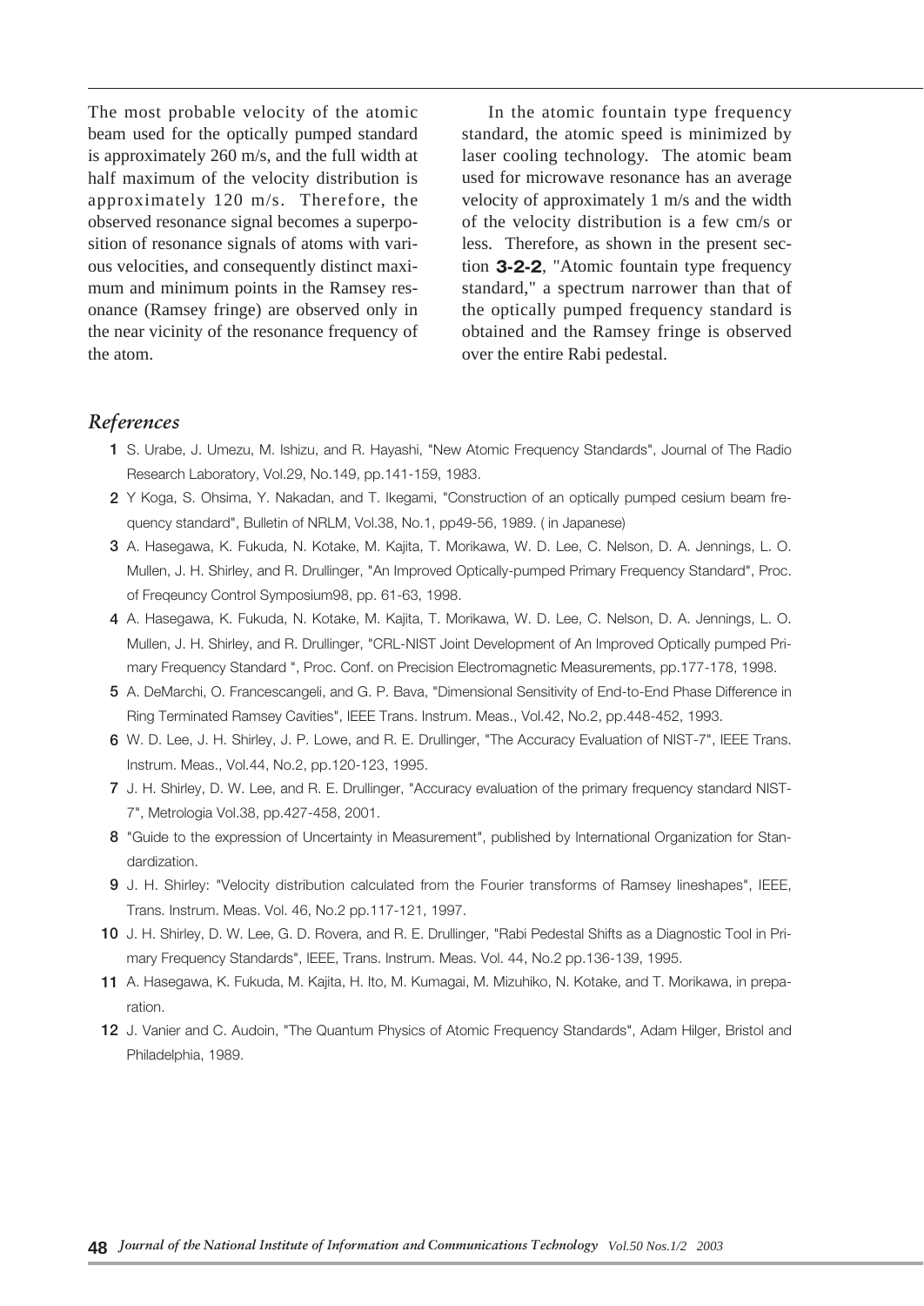The most probable velocity of the atomic beam used for the optically pumped standard is approximately 260 m/s, and the full width at half maximum of the velocity distribution is approximately 120 m/s. Therefore, the observed resonance signal becomes a superposition of resonance signals of atoms with various velocities, and consequently distinct maximum and minimum points in the Ramsey resonance (Ramsey fringe) are observed only in the near vicinity of the resonance frequency of the atom.

In the atomic fountain type frequency standard, the atomic speed is minimized by laser cooling technology. The atomic beam used for microwave resonance has an average velocity of approximately 1 m/s and the width of the velocity distribution is a few cm/s or less. Therefore, as shown in the present section **3-2-2**, "Atomic fountain type frequency standard," a spectrum narrower than that of the optically pumped frequency standard is obtained and the Ramsey fringe is observed over the entire Rabi pedestal.

## *References*

1. S. Urabe, J. Umezu, M. Ishizu, and R. Hayashi, "New Atomic Frequency Standards", Journal of The Radio Research Laboratory, Vol.29, No.149, pp.141-159, 1983.
2. Y Koga, S. Ohsima, Y. Nakadan, and T. Ikegami, "Construction of an optically pumped cesium beam frequency standard", Bulletin of NRLM, Vol.38, No.1, pp49-56, 1989. ( in Japanese)
3. A. Hasegawa, K. Fukuda, N. Kotake, M. Kajita, T. Morikawa, W. D. Lee, C. Nelson, D. A. Jennings, L. O. Mullen, J. H. Shirley, and R. Drullinger, "An Improved Optically-pumped Primary Frequency Standard", Proc. of Freqeuncy Control Symposium98, pp. 61-63, 1998.
4. A. Hasegawa, K. Fukuda, N. Kotake, M. Kajita, T. Morikawa, W. D. Lee, C. Nelson, D. A. Jennings, L. O. Mullen, J. H. Shirley, and R. Drullinger, "CRL-NIST Joint Development of An Improved Optically pumped Primary Frequency Standard ", Proc. Conf. on Precision Electromagnetic Measurements, pp.177-178, 1998.
5. A. DeMarchi, O. Francescangeli, and G. P. Bava, "Dimensional Sensitivity of End-to-End Phase Difference in Ring Terminated Ramsey Cavities", IEEE Trans. Instrum. Meas., Vol.42, No.2, pp.448-452, 1993.
6. W. D. Lee, J. H. Shirley, J. P. Lowe, and R. E. Drullinger, "The Accuracy Evaluation of NIST-7", IEEE Trans. Instrum. Meas., Vol.44, No.2, pp.120-123, 1995.
7. J. H. Shirley, D. W. Lee, and R. E. Drullinger, "Accuracy evaluation of the primary frequency standard NIST-7", Metrologia Vol.38, pp.427-458, 2001.
8. "Guide to the expression of Uncertainty in Measurement", published by International Organization for Standardization.
9. J. H. Shirley: "Velocity distribution calculated from the Fourier transforms of Ramsey lineshapes", IEEE, Trans. Instrum. Meas. Vol. 46, No.2 pp.117-121, 1997.
10. J. H. Shirley, D. W. Lee, G. D. Rovera, and R. E. Drullinger, "Rabi Pedestal Shifts as a Diagnostic Tool in Primary Frequency Standards", IEEE, Trans. Instrum. Meas. Vol. 44, No.2 pp.136-139, 1995.
11. A. Hasegawa, K. Fukuda, M. Kajita, H. Ito, M. Kumagai, M. Mizuhiko, N. Kotake, and T. Morikawa, in preparation.
12. J. Vanier and C. Audoin, "The Quantum Physics of Atomic Frequency Standards", Adam Hilger, Bristol and Philadelphia, 1989.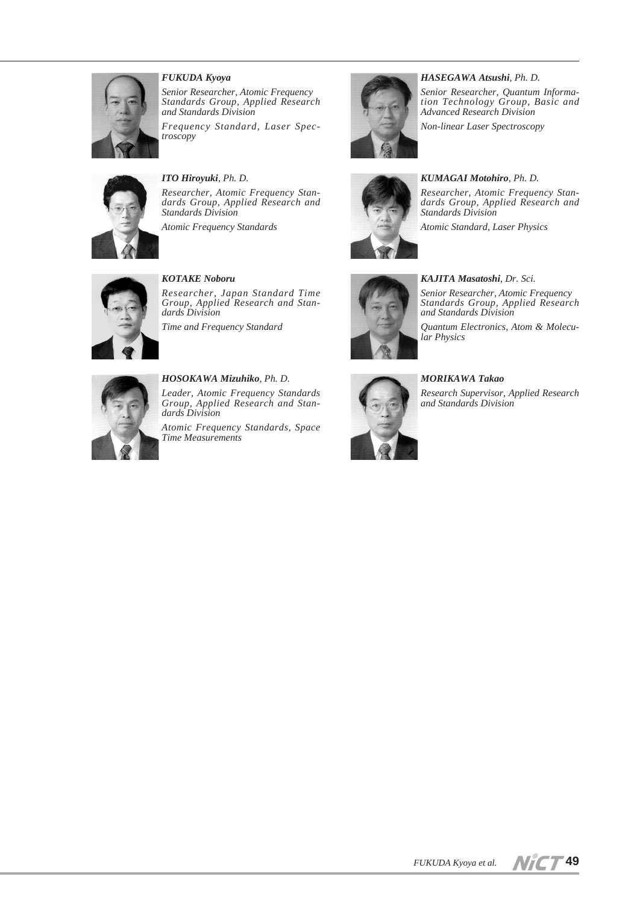***FUKUDA Kyoya***

*Senior Researcher, Atomic Frequency Standards Group, Applied Research and Standards Division*

*Frequency Standard, Laser Spectroscopy*

***HASEGAWA Atsushi**, Ph. D.*

*Senior Researcher, Quantum Information Technology Group, Basic and Advanced Research Division*

*Non-linear Laser Spectroscopy*

***ITO Hiroyuki**, Ph. D.*

*Researcher, Atomic Frequency Standards Group, Applied Research and Standards Division*

*Atomic Frequency Standards*

***KUMAGAI Motohiro**, Ph. D.*

*Researcher, Atomic Frequency Standards Group, Applied Research and Standards Division*

*Atomic Standard, Laser Physics*

***KOTAKE Noboru***

*Researcher, Japan Standard Time Group, Applied Research and Standards Division*

*Time and Frequency Standard*

***KAJITA Masatoshi**, Dr. Sci.*

*Senior Researcher, Atomic Frequency Standards Group, Applied Research and Standards Division*

*Quantum Electronics, Atom & Molecular Physics*

***HOSOKAWA Mizuhiko**, Ph. D.*

*Leader, Atomic Frequency Standards Group, Applied Research and Standards Division*

*Atomic Frequency Standards, Space Time Measurements*

***MORIKAWA Takao***

*Research Supervisor, Applied Research and Standards Division*